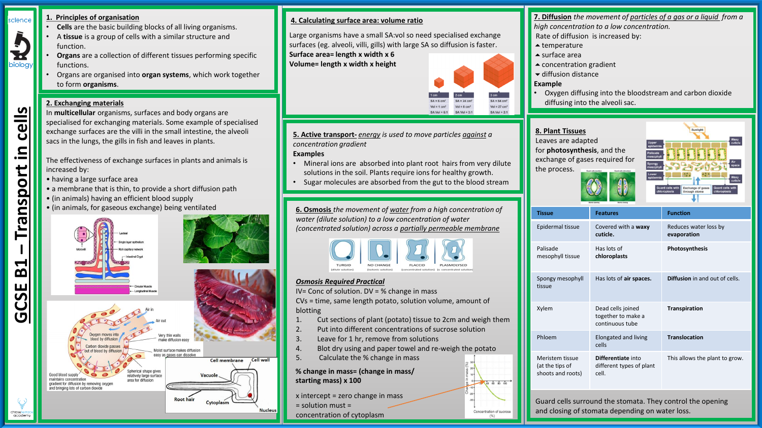# GCSE B1 – Transport in cells

## 1. Principles of organisation

- **Cells** are the basic building blocks of all living organisms.
- A **tissue** is a group of cells with a similar structure and function.
- **Organs** are a collection of different tissues performing specific functions.
- Organs are organised into **organ systems**, which work together to form **organisms**.

## 2. Exchanging materials

In **multicellular** organisms, surfaces and body organs are specialised for exchanging materials. Some example of specialised exchange surfaces are the villi in the small intestine, the alveoli sacs in the lungs, the gills in fish and leaves in plants.

The effectiveness of exchange surfaces in plants and animals is increased by:

- having a large surface area
- a membrane that is thin, to provide a short diffusion path
- (in animals) having an efficient blood supply
- (in animals, for gaseous exchange) being ventilated

## 4. Calculating surface area: volume ratio

Large organisms have a small SA:vol so need specialised exchange surfaces (eg. alveoli, villi, gills) with large SA so diffusion is faster.

**Surface area= length x width x 6**

**Volume= length x width x height**

## 5. Active transport- *energy is used to move particles against a concentration gradient*

**Examples**

- Mineral ions are absorbed into plant root hairs from very dilute solutions in the soil. Plants require ions for healthy growth.
- Sugar molecules are absorbed from the gut to the blood stream

## 6. Osmosis *the movement of water from a high concentration of water (dilute solution) to a low concentration of water (concentrated solution) across a partially permeable membrane*

***Osmosis Required Practical***

IV= Conc of solution. DV = % change in mass

CVs = time, same length potato, solution volume, amount of blotting

1. Cut sections of plant (potato) tissue to 2cm and weigh them
2. Put into different concentrations of sucrose solution
3. Leave for 1 hr, remove from solutions
4. Blot dry using and paper towel and re-weigh the potato
5. Calculate the % change in mass

**% change in mass= (change in mass/ starting mass) x 100**

x intercept = zero change in mass = solution must = concentration of cytoplasm

## 7. Diffusion *the movement of particles of a gas or a liquid from a high concentration to a low concentration.*

Rate of diffusion is increased by:

- ▲ temperature
- ▲ surface area
- ▲ concentration gradient
- ▼ diffusion distance

**Example**

- Oxygen diffusing into the bloodstream and carbon dioxide diffusing into the alveoli sac.

## 8. Plant Tissues

Leaves are adapted for **photosynthesis**, and the exchange of gases required for the process.

| Tissue | Features | Function |
| --- | --- | --- |
| Epidermal tissue | Covered with a **waxy cuticle.** | Reduces water loss by **evaporation** |
| Palisade mesophyll tissue | Has lots of **chloroplasts** | **Photosynthesis** |
| Spongy mesophyll tissue | Has lots of **air spaces.** | **Diffusion** in and out of cells. |
| Xylem | Dead cells joined together to make a continuous tube | **Transpiration** |
| Phloem | Elongated and living cells | **Translocation** |
| Meristem tissue (at the tips of shoots and roots) | **Differentiate** into different types of plant cell. | This allows the plant to grow. |

Guard cells surround the stomata. They control the opening and closing of stomata depending on water loss.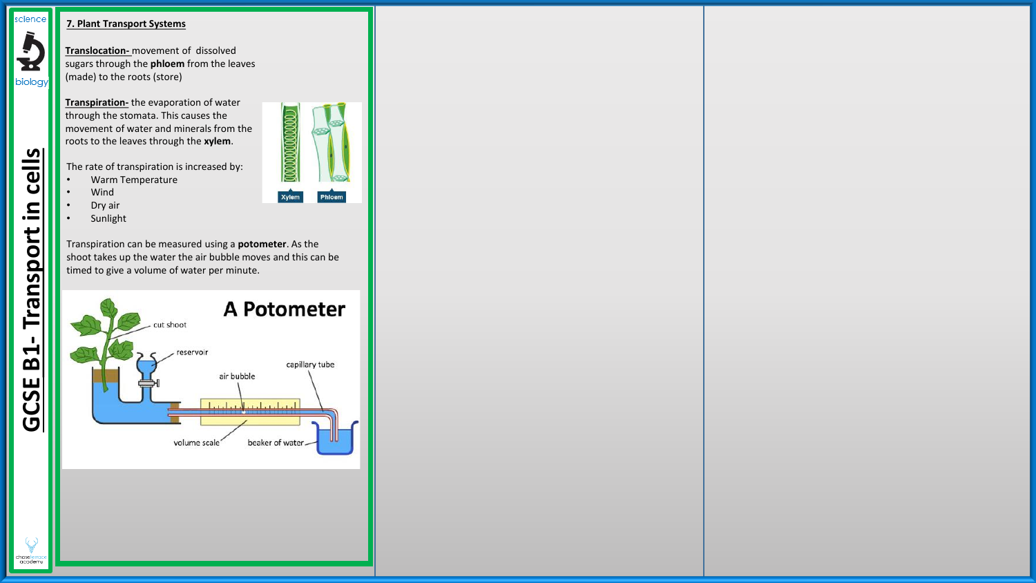# GCSE B1- Transport in cells

## 7. Plant Transport Systems

**Translocation-** movement of dissolved sugars through the **phloem** from the leaves (made) to the roots (store)

**Transpiration-** the evaporation of water through the stomata. This causes the movement of water and minerals from the roots to the leaves through the **xylem**.

Xylem

Phloem

The rate of transpiration is increased by:

- Warm Temperature
- Wind
- Dry air
- Sunlight

Transpiration can be measured using a **potometer**. As the shoot takes up the water the air bubble moves and this can be timed to give a volume of water per minute.

A Potometer

cut shoot

reservoir

air bubble

capillary tube

volume scale

beaker of water